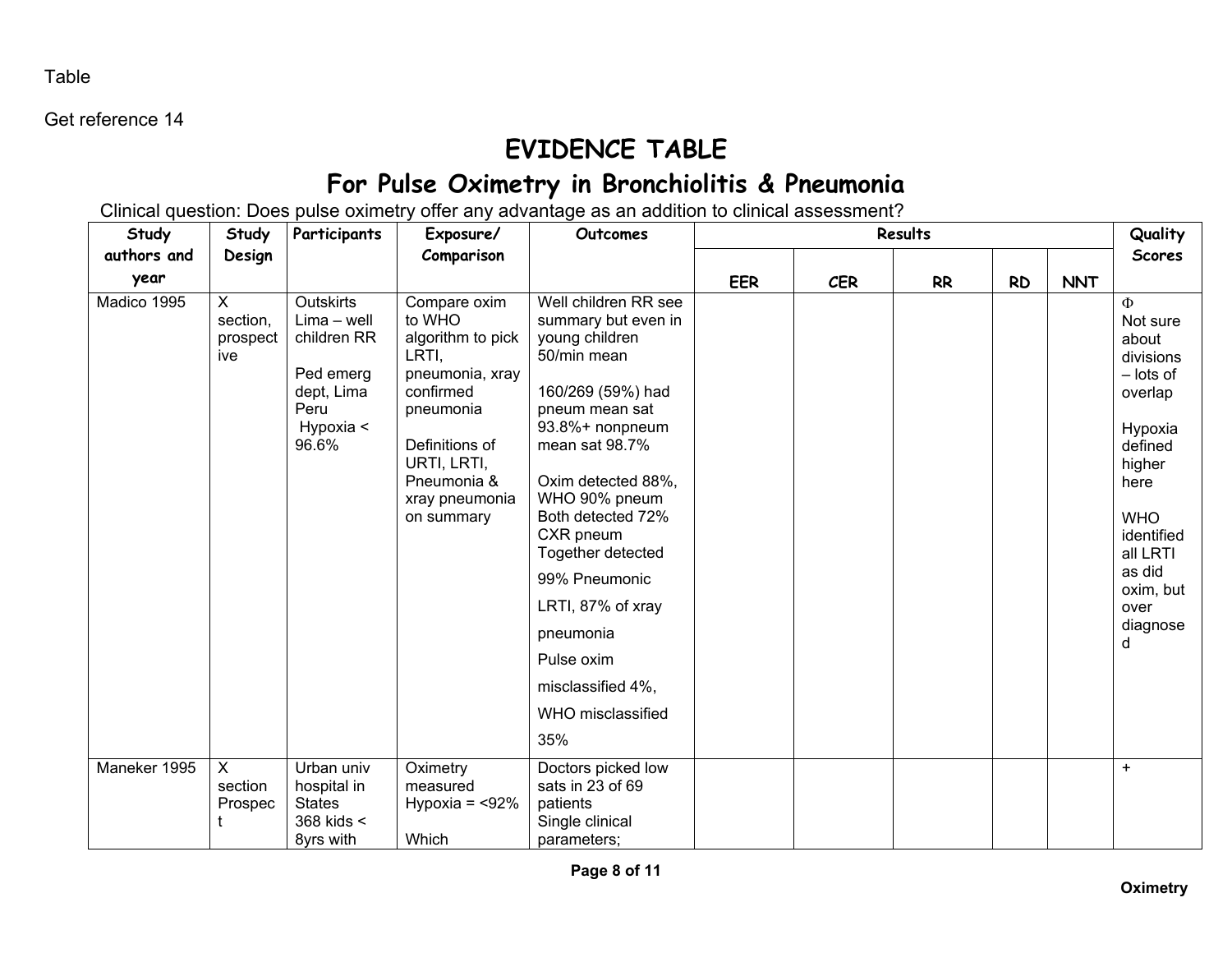Table

Get reference 14

# EVIDENCE TABLE

## For Pulse Oximetry in Bronchiolitis & Pneumonia

Clinical question: Does pulse oximetry offer any advantage as an addition to clinical assessment?

| Study authors and year | Study Design | Participants | Exposure/ Comparison | Outcomes | Results | | | | | Quality Scores |
|---|---|---|---|---|---|---|---|---|---|---|
| | | | | | EER | CER | RR | RD | NNT | |
| Madico 1995 | X section, prospective | Outskirts Lima – well children RR<br><br>Ped emerg dept, Lima Peru<br>Hypoxia < 96.6% | Compare oxim to WHO algorithm to pick LRTI, pneumonia, xray confirmed pneumonia<br><br>Definitions of URTI, LRTI, Pneumonia & xray pneumonia on summary | Well children RR see summary but even in young children 50/min mean<br><br>160/269 (59%) had pneum mean sat 93.8%+ nonpneum mean sat 98.7%<br><br>Oxim detected 88%, WHO 90% pneum Both detected 72% CXR pneum Together detected 99% Pneumonic LRTI, 87% of xray pneumonia Pulse oxim misclassified 4%, WHO misclassified 35% | | | | | | Φ<br>Not sure about divisions – lots of overlap<br><br>Hypoxia defined higher here<br><br>WHO identified all LRTI as did oxim, but over diagnosed |
| Maneker 1995 | X section Prospect | Urban univ hospital in States 368 kids < 8yrs with | Oximetry measured Hypoxia = <92%<br><br>Which | Doctors picked low sats in 23 of 69 patients<br>Single clinical parameters; | | | | | | + |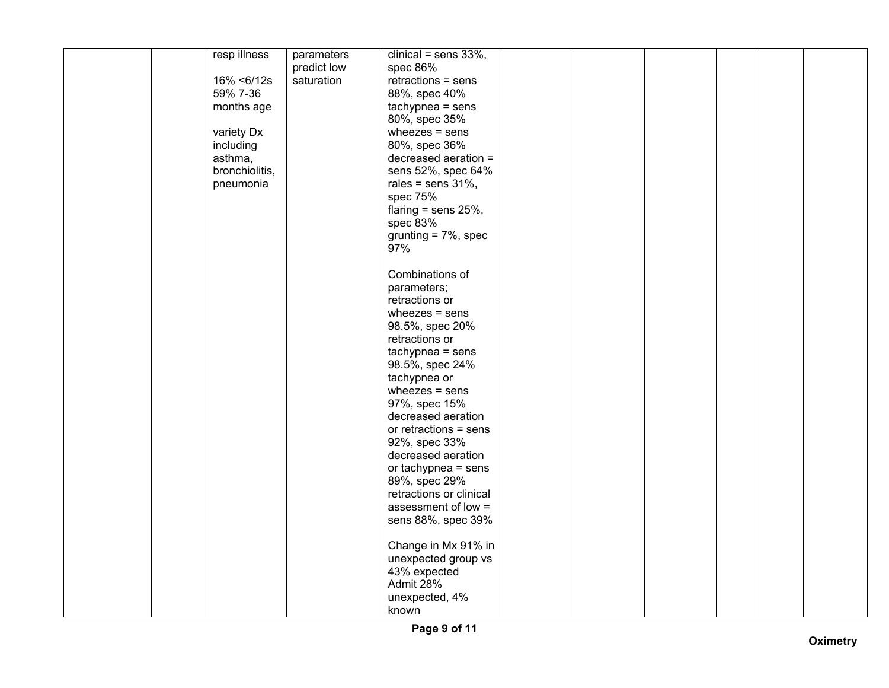| | | | | | | | | | | |
|---|---|---|---|---|---|---|---|---|---|---|
| | | resp illness<br><br>16% <6/12s<br>59% 7-36 months age<br><br>variety Dx including asthma, bronchiolitis, pneumonia | parameters predict low saturation | clinical = sens 33%, spec 86%<br>retractions = sens 88%, spec 40%<br>tachypnea = sens 80%, spec 35%<br>wheezes = sens 80%, spec 36%<br>decreased aeration = sens 52%, spec 64%<br>rales = sens 31%, spec 75%<br>flaring = sens 25%, spec 83%<br>grunting = 7%, spec 97%<br><br>Combinations of parameters;<br>retractions or wheezes = sens 98.5%, spec 20%<br>retractions or tachypnea = sens 98.5%, spec 24%<br>tachypnea or wheezes = sens 97%, spec 15%<br>decreased aeration or retractions = sens 92%, spec 33%<br>decreased aeration or tachypnea = sens 89%, spec 29%<br>retractions or clinical assessment of low = sens 88%, spec 39%<br><br>Change in Mx 91% in unexpected group vs 43% expected<br>Admit 28% unexpected, 4% known | | | | | | |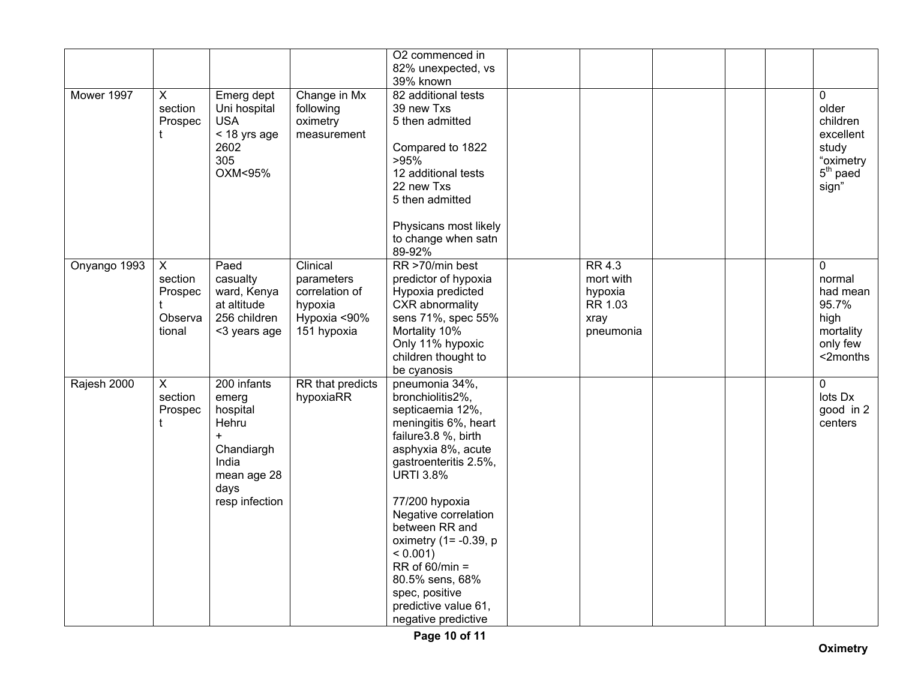| | | | | O2 commenced in 82% unexpected, vs 39% known | | | | | | |
|---|---|---|---|---|---|---|---|---|---|---|
| Mower 1997 | X section Prospect | Emerg dept Uni hospital USA < 18 yrs age 2602 305 OXM<95% | Change in Mx following oximetry measurement | 82 additional tests 39 new Txs 5 then admitted<br><br>Compared to 1822 >95% 12 additional tests 22 new Txs 5 then admitted<br><br>Physicans most likely to change when satn 89-92% | | | | | | 0 older children excellent study “oximetry 5th paed sign” |
| Onyango 1993 | X section Prospect Observational | Paed casualty ward, Kenya at altitude 256 children <3 years age | Clinical parameters correlation of hypoxia Hypoxia <90% 151 hypoxia | RR >70/min best predictor of hypoxia Hypoxia predicted CXR abnormality sens 71%, spec 55% Mortality 10% Only 11% hypoxic children thought to be cyanosis | | RR 4.3 mort with hypoxia RR 1.03 xray pneumonia | | | | 0 normal had mean 95.7% high mortality only few <2months |
| Rajesh 2000 | X section Prospect | 200 infants emerg hospital Hehru + Chandiargh India mean age 28 days resp infection | RR that predicts hypoxiaRR | pneumonia 34%, bronchiolitis2%, septicaemia 12%, meningitis 6%, heart failure3.8 %, birth asphyxia 8%, acute gastroenteritis 2.5%, URTI 3.8%<br><br>77/200 hypoxia Negative correlation between RR and oximetry (1= -0.39, $p < 0.001$) RR of 60/min = 80.5% sens, 68% spec, positive predictive value 61, negative predictive | | | | | | 0 lots Dx good in 2 centers |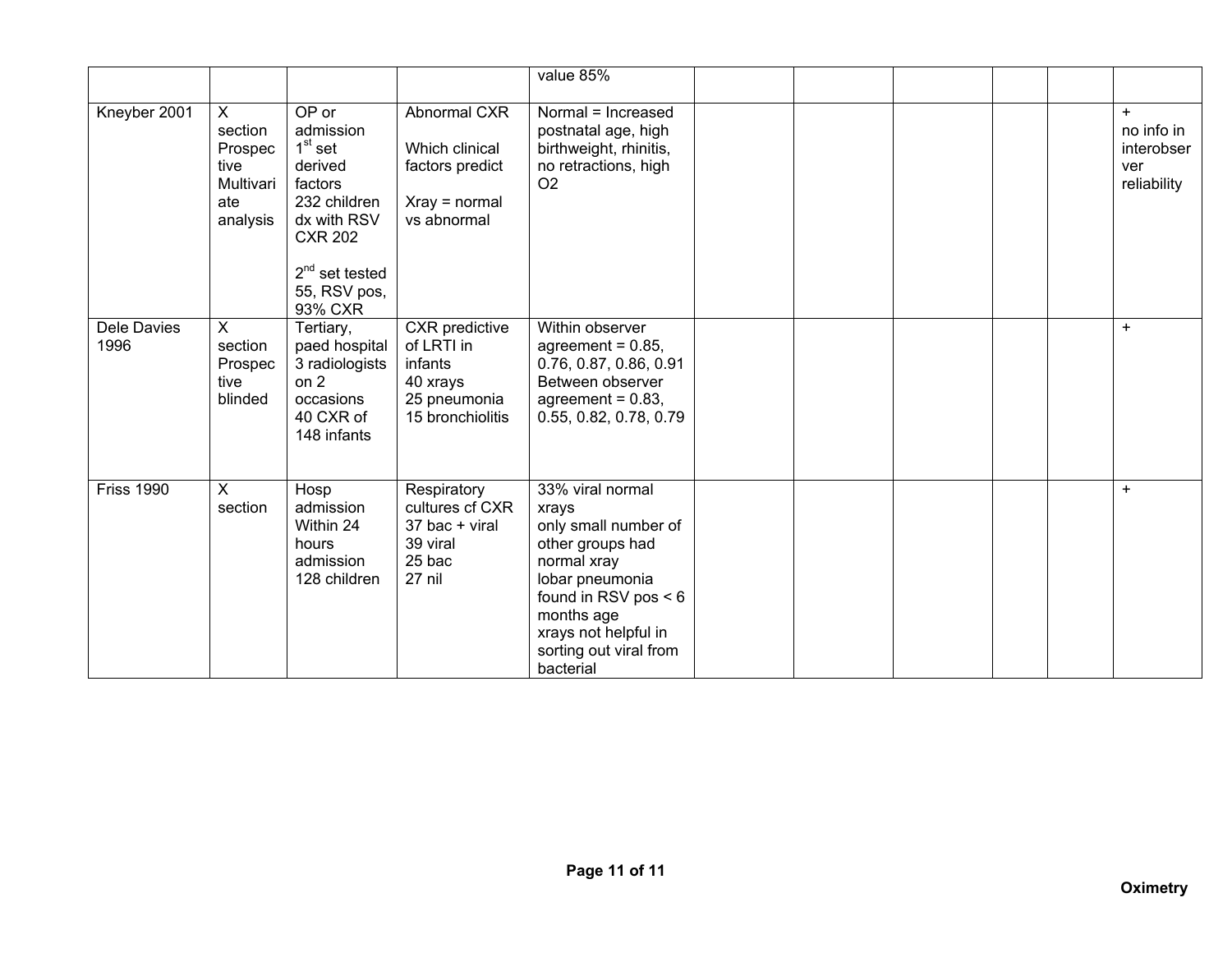| | | | | | | | | | | |
|---|---|---|---|---|---|---|---|---|---|---|
| | | | | value 85% | | | | | | |
| Kneyber 2001 | X section Prospective Multivariate analysis | OP or admission 1st set derived factors 232 children dx with RSV CXR 202<br><br>2nd set tested 55, RSV pos, 93% CXR | Abnormal CXR<br><br>Which clinical factors predict<br><br>Xray = normal vs abnormal | Normal = Increased postnatal age, high birthweight, rhinitis, no retractions, high O2 | | | | | | +<br>no info in interobserver reliability |
| Dele Davies 1996 | X section Prospective blinded | Tertiary, paed hospital 3 radiologists on 2 occasions 40 CXR of 148 infants | CXR predictive of LRTI in infants 40 xrays 25 pneumonia 15 bronchiolitis | Within observer agreement = 0.85, 0.76, 0.87, 0.86, 0.91 Between observer agreement = 0.83, 0.55, 0.82, 0.78, 0.79 | | | | | | + |
| Friss 1990 | X section | Hosp admission Within 24 hours admission 128 children | Respiratory cultures cf CXR 37 bac + viral 39 viral 25 bac 27 nil | 33% viral normal xrays only small number of other groups had normal xray lobar pneumonia found in RSV pos < 6 months age xrays not helpful in sorting out viral from bacterial | | | | | | + |